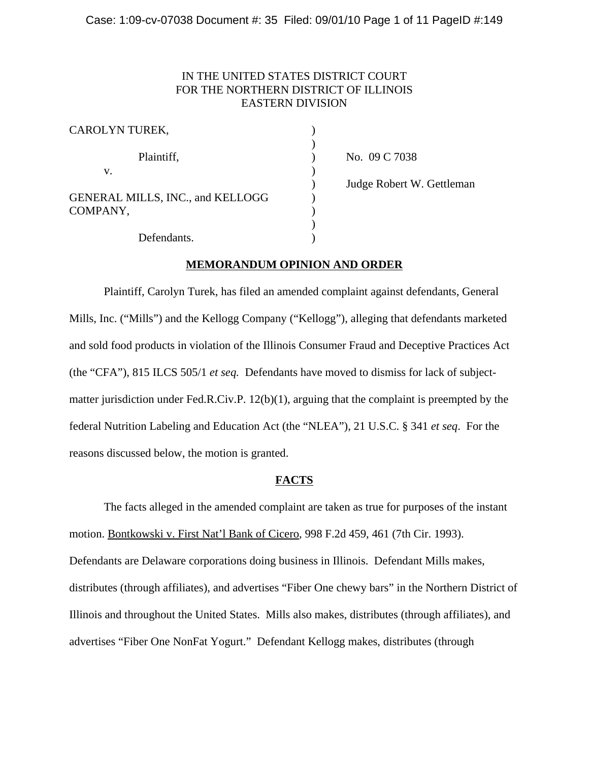IN THE UNITED STATES DISTRICT COURT
FOR THE NORTHERN DISTRICT OF ILLINOIS
EASTERN DIVISION

| | | |
|---|---|---|
| CAROLYN TUREK, | ) | |
| | ) | |
| Plaintiff, | ) | No. 09 C 7038 |
| v. | ) | |
| | ) | Judge Robert W. Gettleman |
| GENERAL MILLS, INC., and KELLOGG COMPANY, | ) | |
| | ) | |
| Defendants. | ) | |

## MEMORANDUM OPINION AND ORDER

Plaintiff, Carolyn Turek, has filed an amended complaint against defendants, General Mills, Inc. ("Mills") and the Kellogg Company ("Kellogg"), alleging that defendants marketed and sold food products in violation of the Illinois Consumer Fraud and Deceptive Practices Act (the "CFA"), 815 ILCS 505/1 *et seq.* Defendants have moved to dismiss for lack of subject-matter jurisdiction under Fed.R.Civ.P. 12(b)(1), arguing that the complaint is preempted by the federal Nutrition Labeling and Education Act (the "NLEA"), 21 U.S.C. § 341 *et seq*. For the reasons discussed below, the motion is granted.

## FACTS

The facts alleged in the amended complaint are taken as true for purposes of the instant motion. Bontkowski v. First Nat'l Bank of Cicero, 998 F.2d 459, 461 (7th Cir. 1993). Defendants are Delaware corporations doing business in Illinois. Defendant Mills makes, distributes (through affiliates), and advertises "Fiber One chewy bars" in the Northern District of Illinois and throughout the United States. Mills also makes, distributes (through affiliates), and advertises "Fiber One NonFat Yogurt." Defendant Kellogg makes, distributes (through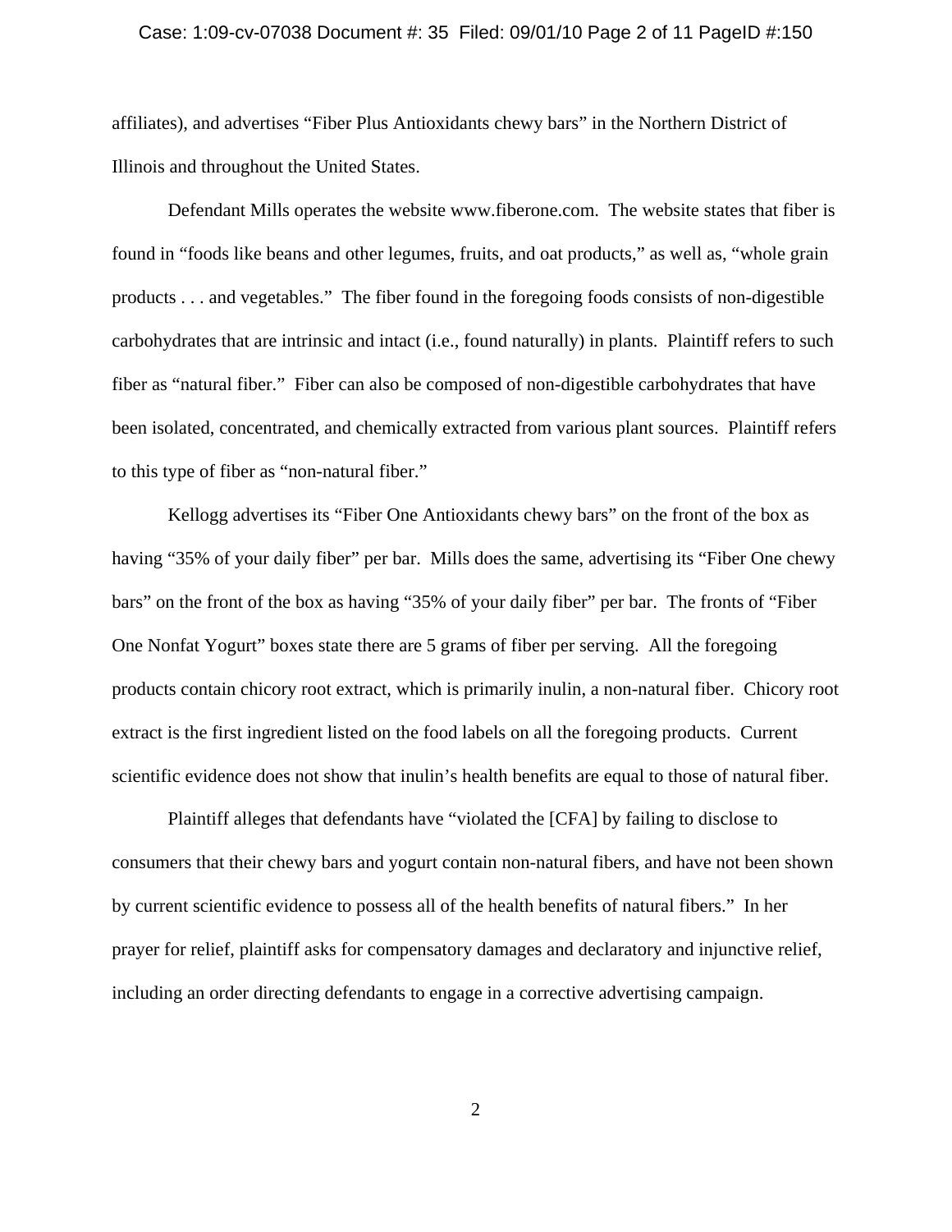affiliates), and advertises "Fiber Plus Antioxidants chewy bars" in the Northern District of Illinois and throughout the United States.

Defendant Mills operates the website www.fiberone.com. The website states that fiber is found in "foods like beans and other legumes, fruits, and oat products," as well as, "whole grain products . . . and vegetables." The fiber found in the foregoing foods consists of non-digestible carbohydrates that are intrinsic and intact (i.e., found naturally) in plants. Plaintiff refers to such fiber as "natural fiber." Fiber can also be composed of non-digestible carbohydrates that have been isolated, concentrated, and chemically extracted from various plant sources. Plaintiff refers to this type of fiber as "non-natural fiber."

Kellogg advertises its "Fiber One Antioxidants chewy bars" on the front of the box as having "35% of your daily fiber" per bar. Mills does the same, advertising its "Fiber One chewy bars" on the front of the box as having "35% of your daily fiber" per bar. The fronts of "Fiber One Nonfat Yogurt" boxes state there are 5 grams of fiber per serving. All the foregoing products contain chicory root extract, which is primarily inulin, a non-natural fiber. Chicory root extract is the first ingredient listed on the food labels on all the foregoing products. Current scientific evidence does not show that inulin's health benefits are equal to those of natural fiber.

Plaintiff alleges that defendants have "violated the [CFA] by failing to disclose to consumers that their chewy bars and yogurt contain non-natural fibers, and have not been shown by current scientific evidence to possess all of the health benefits of natural fibers." In her prayer for relief, plaintiff asks for compensatory damages and declaratory and injunctive relief, including an order directing defendants to engage in a corrective advertising campaign.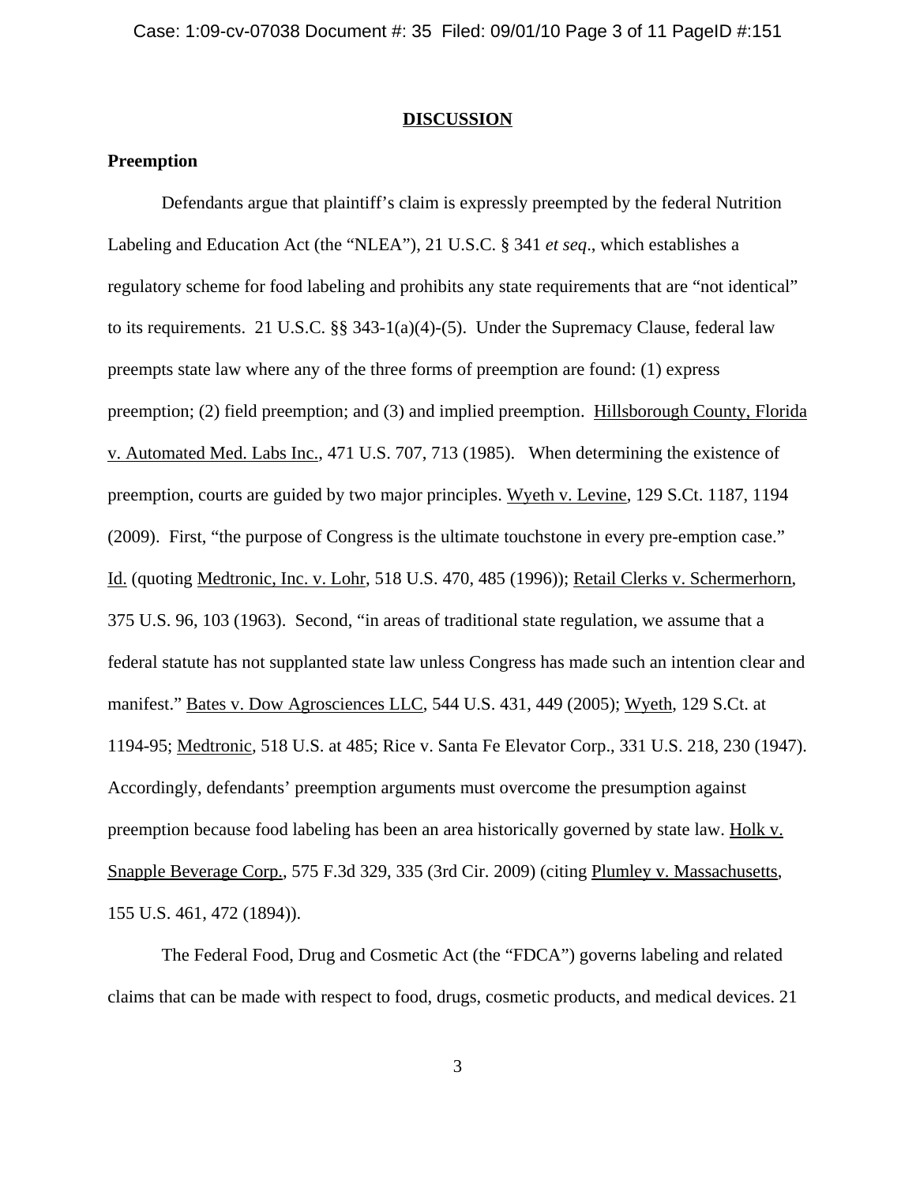## DISCUSSION

### Preemption

Defendants argue that plaintiff's claim is expressly preempted by the federal Nutrition Labeling and Education Act (the "NLEA"), 21 U.S.C. § 341 *et seq*., which establishes a regulatory scheme for food labeling and prohibits any state requirements that are "not identical" to its requirements. 21 U.S.C. §§ 343-1(a)(4)-(5). Under the Supremacy Clause, federal law preempts state law where any of the three forms of preemption are found: (1) express preemption; (2) field preemption; and (3) and implied preemption. Hillsborough County, Florida v. Automated Med. Labs Inc., 471 U.S. 707, 713 (1985). When determining the existence of preemption, courts are guided by two major principles. Wyeth v. Levine, 129 S.Ct. 1187, 1194 (2009). First, "the purpose of Congress is the ultimate touchstone in every pre-emption case." Id. (quoting Medtronic, Inc. v. Lohr, 518 U.S. 470, 485 (1996)); Retail Clerks v. Schermerhorn, 375 U.S. 96, 103 (1963). Second, "in areas of traditional state regulation, we assume that a federal statute has not supplanted state law unless Congress has made such an intention clear and manifest." Bates v. Dow Agrosciences LLC, 544 U.S. 431, 449 (2005); Wyeth, 129 S.Ct. at 1194-95; Medtronic, 518 U.S. at 485; Rice v. Santa Fe Elevator Corp., 331 U.S. 218, 230 (1947). Accordingly, defendants' preemption arguments must overcome the presumption against preemption because food labeling has been an area historically governed by state law. Holk v. Snapple Beverage Corp., 575 F.3d 329, 335 (3rd Cir. 2009) (citing Plumley v. Massachusetts, 155 U.S. 461, 472 (1894)).

The Federal Food, Drug and Cosmetic Act (the "FDCA") governs labeling and related claims that can be made with respect to food, drugs, cosmetic products, and medical devices. 21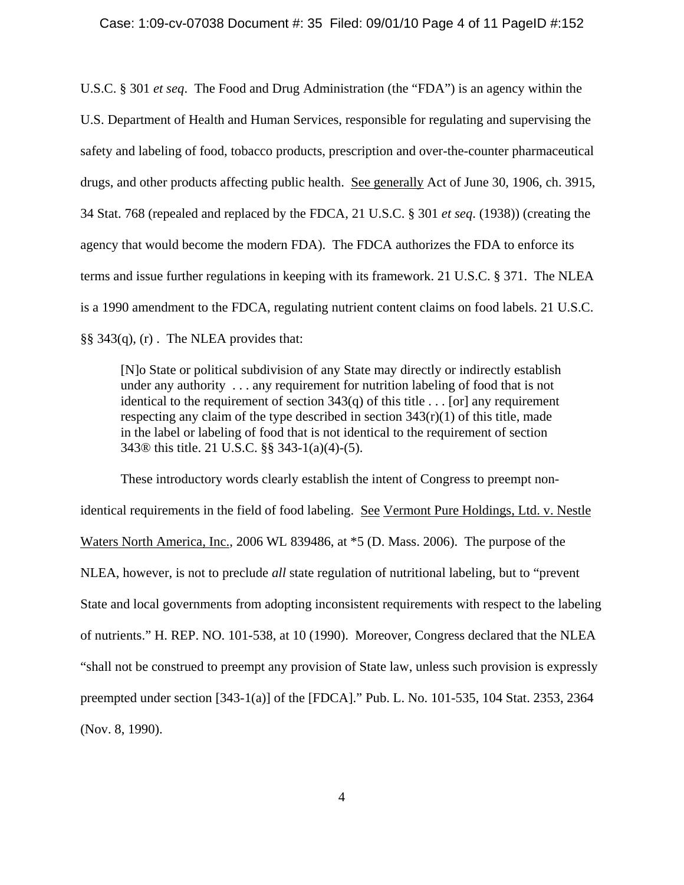U.S.C. § 301 *et seq*. The Food and Drug Administration (the "FDA") is an agency within the U.S. Department of Health and Human Services, responsible for regulating and supervising the safety and labeling of food, tobacco products, prescription and over-the-counter pharmaceutical drugs, and other products affecting public health. See generally Act of June 30, 1906, ch. 3915, 34 Stat. 768 (repealed and replaced by the FDCA, 21 U.S.C. § 301 *et seq.* (1938)) (creating the agency that would become the modern FDA). The FDCA authorizes the FDA to enforce its terms and issue further regulations in keeping with its framework. 21 U.S.C. § 371. The NLEA is a 1990 amendment to the FDCA, regulating nutrient content claims on food labels. 21 U.S.C. §§ 343(q), (r) . The NLEA provides that:

> [N]o State or political subdivision of any State may directly or indirectly establish under any authority . . . any requirement for nutrition labeling of food that is not identical to the requirement of section 343(q) of this title . . . [or] any requirement respecting any claim of the type described in section 343(r)(1) of this title, made in the label or labeling of food that is not identical to the requirement of section 343® this title. 21 U.S.C. §§ 343-1(a)(4)-(5).

These introductory words clearly establish the intent of Congress to preempt non-identical requirements in the field of food labeling. See Vermont Pure Holdings, Ltd. v. Nestle Waters North America, Inc., 2006 WL 839486, at *5 (D. Mass. 2006). The purpose of the NLEA, however, is not to preclude *all* state regulation of nutritional labeling, but to "prevent State and local governments from adopting inconsistent requirements with respect to the labeling of nutrients." H. REP. NO. 101-538, at 10 (1990). Moreover, Congress declared that the NLEA "shall not be construed to preempt any provision of State law, unless such provision is expressly preempted under section [343-1(a)] of the [FDCA]." Pub. L. No. 101-535, 104 Stat. 2353, 2364 (Nov. 8, 1990).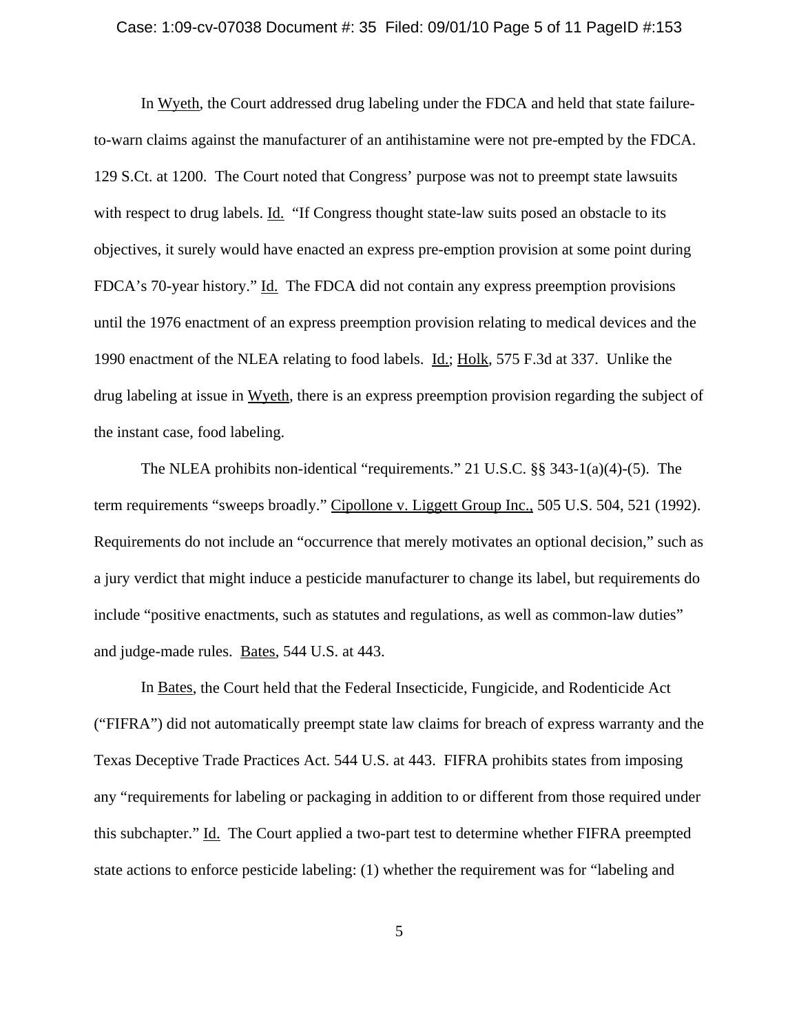In Wyeth, the Court addressed drug labeling under the FDCA and held that state failure-to-warn claims against the manufacturer of an antihistamine were not pre-empted by the FDCA. 129 S.Ct. at 1200. The Court noted that Congress' purpose was not to preempt state lawsuits with respect to drug labels. Id. "If Congress thought state-law suits posed an obstacle to its objectives, it surely would have enacted an express pre-emption provision at some point during FDCA's 70-year history." Id. The FDCA did not contain any express preemption provisions until the 1976 enactment of an express preemption provision relating to medical devices and the 1990 enactment of the NLEA relating to food labels. Id.; Holk, 575 F.3d at 337. Unlike the drug labeling at issue in Wyeth, there is an express preemption provision regarding the subject of the instant case, food labeling.

The NLEA prohibits non-identical "requirements." 21 U.S.C. §§ 343-1(a)(4)-(5). The term requirements "sweeps broadly." Cipollone v. Liggett Group Inc., 505 U.S. 504, 521 (1992). Requirements do not include an "occurrence that merely motivates an optional decision," such as a jury verdict that might induce a pesticide manufacturer to change its label, but requirements do include "positive enactments, such as statutes and regulations, as well as common-law duties" and judge-made rules. Bates, 544 U.S. at 443.

In Bates, the Court held that the Federal Insecticide, Fungicide, and Rodenticide Act ("FIFRA") did not automatically preempt state law claims for breach of express warranty and the Texas Deceptive Trade Practices Act. 544 U.S. at 443. FIFRA prohibits states from imposing any "requirements for labeling or packaging in addition to or different from those required under this subchapter." Id. The Court applied a two-part test to determine whether FIFRA preempted state actions to enforce pesticide labeling: (1) whether the requirement was for "labeling and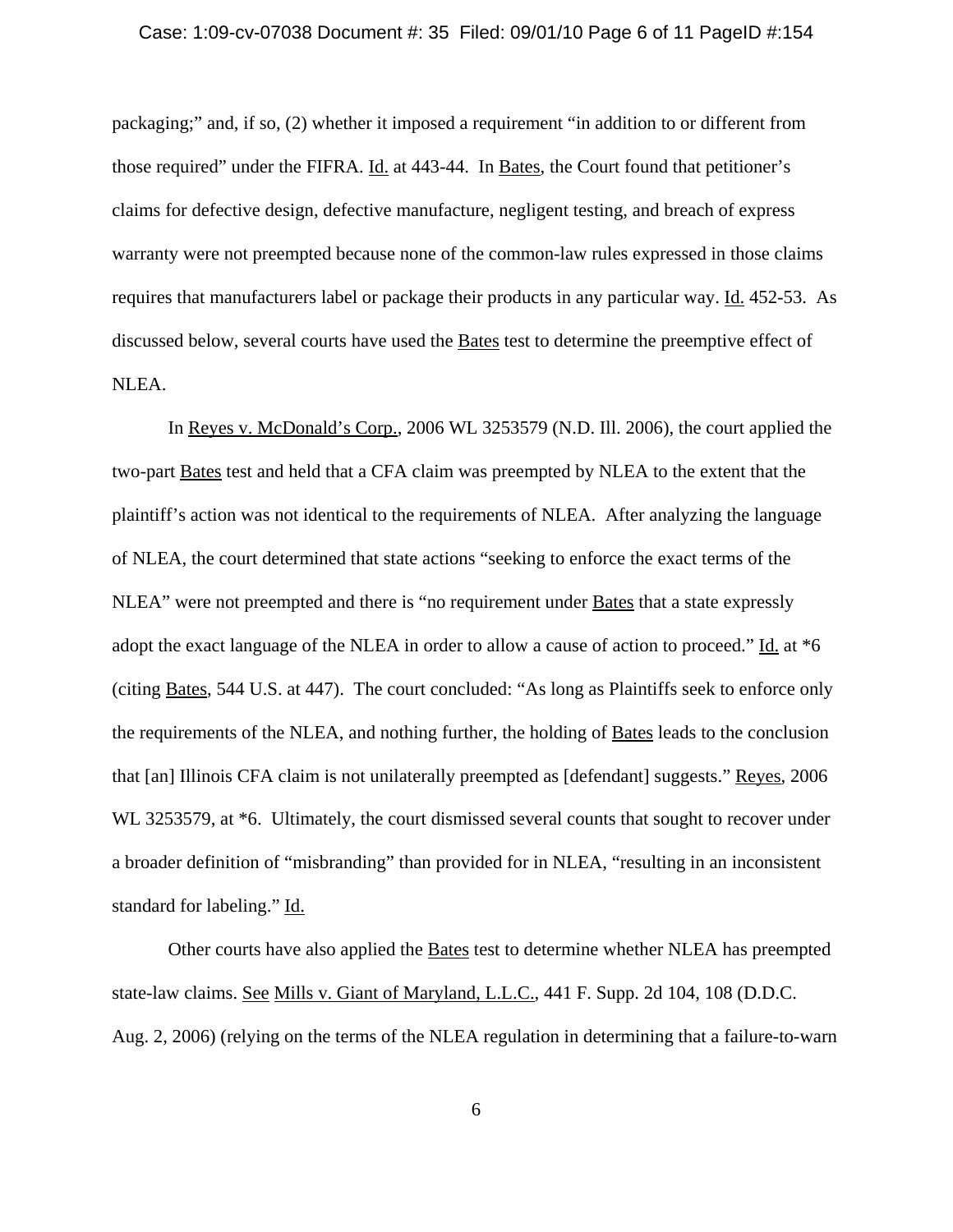packaging;" and, if so, (2) whether it imposed a requirement "in addition to or different from those required" under the FIFRA. Id. at 443-44. In Bates, the Court found that petitioner's claims for defective design, defective manufacture, negligent testing, and breach of express warranty were not preempted because none of the common-law rules expressed in those claims requires that manufacturers label or package their products in any particular way. Id. 452-53. As discussed below, several courts have used the Bates test to determine the preemptive effect of NLEA.

In Reyes v. McDonald's Corp., 2006 WL 3253579 (N.D. Ill. 2006), the court applied the two-part Bates test and held that a CFA claim was preempted by NLEA to the extent that the plaintiff's action was not identical to the requirements of NLEA. After analyzing the language of NLEA, the court determined that state actions "seeking to enforce the exact terms of the NLEA" were not preempted and there is "no requirement under Bates that a state expressly adopt the exact language of the NLEA in order to allow a cause of action to proceed." Id. at *6 (citing Bates, 544 U.S. at 447). The court concluded: "As long as Plaintiffs seek to enforce only the requirements of the NLEA, and nothing further, the holding of Bates leads to the conclusion that [an] Illinois CFA claim is not unilaterally preempted as [defendant] suggests." Reyes, 2006 WL 3253579, at *6. Ultimately, the court dismissed several counts that sought to recover under a broader definition of "misbranding" than provided for in NLEA, "resulting in an inconsistent standard for labeling." Id.

Other courts have also applied the Bates test to determine whether NLEA has preempted state-law claims. See Mills v. Giant of Maryland, L.L.C., 441 F. Supp. 2d 104, 108 (D.D.C. Aug. 2, 2006) (relying on the terms of the NLEA regulation in determining that a failure-to-warn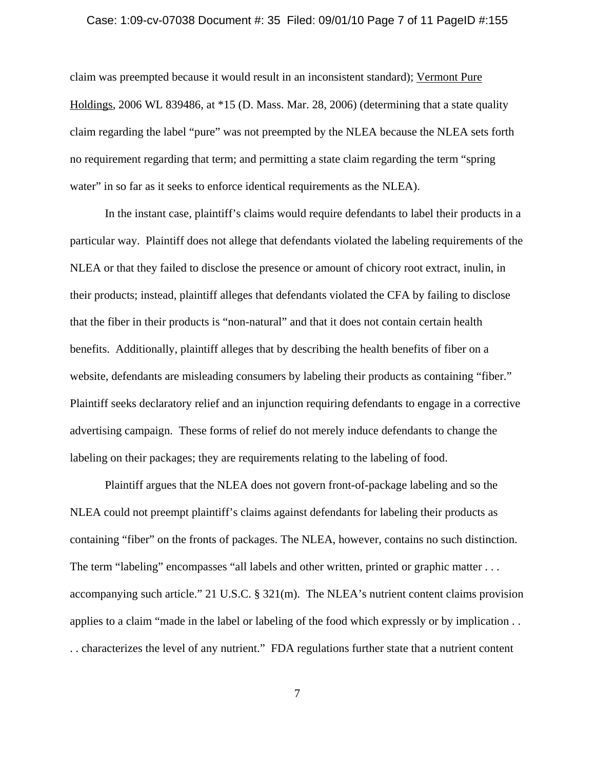claim was preempted because it would result in an inconsistent standard); Vermont Pure Holdings, 2006 WL 839486, at *15 (D. Mass. Mar. 28, 2006) (determining that a state quality claim regarding the label "pure" was not preempted by the NLEA because the NLEA sets forth no requirement regarding that term; and permitting a state claim regarding the term "spring water" in so far as it seeks to enforce identical requirements as the NLEA).

In the instant case, plaintiff's claims would require defendants to label their products in a particular way. Plaintiff does not allege that defendants violated the labeling requirements of the NLEA or that they failed to disclose the presence or amount of chicory root extract, inulin, in their products; instead, plaintiff alleges that defendants violated the CFA by failing to disclose that the fiber in their products is "non-natural" and that it does not contain certain health benefits. Additionally, plaintiff alleges that by describing the health benefits of fiber on a website, defendants are misleading consumers by labeling their products as containing "fiber." Plaintiff seeks declaratory relief and an injunction requiring defendants to engage in a corrective advertising campaign. These forms of relief do not merely induce defendants to change the labeling on their packages; they are requirements relating to the labeling of food.

Plaintiff argues that the NLEA does not govern front-of-package labeling and so the NLEA could not preempt plaintiff's claims against defendants for labeling their products as containing "fiber" on the fronts of packages. The NLEA, however, contains no such distinction. The term "labeling" encompasses "all labels and other written, printed or graphic matter . . . accompanying such article." 21 U.S.C. § 321(m). The NLEA's nutrient content claims provision applies to a claim "made in the label or labeling of the food which expressly or by implication . . . . characterizes the level of any nutrient." FDA regulations further state that a nutrient content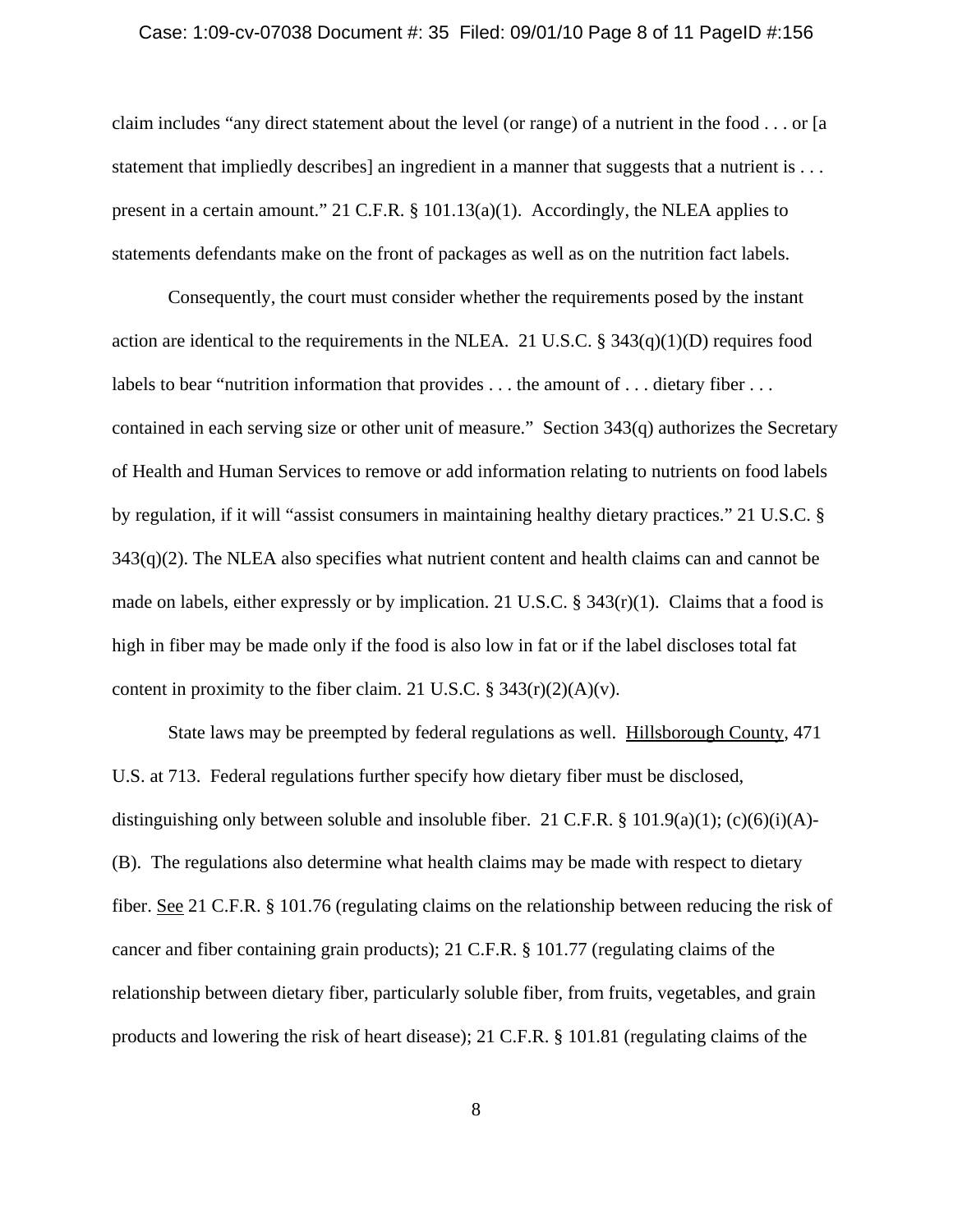claim includes "any direct statement about the level (or range) of a nutrient in the food . . . or [a statement that impliedly describes] an ingredient in a manner that suggests that a nutrient is . . . present in a certain amount." 21 C.F.R. § 101.13(a)(1). Accordingly, the NLEA applies to statements defendants make on the front of packages as well as on the nutrition fact labels.

Consequently, the court must consider whether the requirements posed by the instant action are identical to the requirements in the NLEA. 21 U.S.C. § 343(q)(1)(D) requires food labels to bear "nutrition information that provides . . . the amount of . . . dietary fiber . . . contained in each serving size or other unit of measure." Section 343(q) authorizes the Secretary of Health and Human Services to remove or add information relating to nutrients on food labels by regulation, if it will "assist consumers in maintaining healthy dietary practices." 21 U.S.C. § 343(q)(2). The NLEA also specifies what nutrient content and health claims can and cannot be made on labels, either expressly or by implication. 21 U.S.C. § 343(r)(1). Claims that a food is high in fiber may be made only if the food is also low in fat or if the label discloses total fat content in proximity to the fiber claim. 21 U.S.C. § 343(r)(2)(A)(v).

State laws may be preempted by federal regulations as well. Hillsborough County, 471 U.S. at 713. Federal regulations further specify how dietary fiber must be disclosed, distinguishing only between soluble and insoluble fiber. 21 C.F.R. § 101.9(a)(1); (c)(6)(i)(A)-(B). The regulations also determine what health claims may be made with respect to dietary fiber. See 21 C.F.R. § 101.76 (regulating claims on the relationship between reducing the risk of cancer and fiber containing grain products); 21 C.F.R. § 101.77 (regulating claims of the relationship between dietary fiber, particularly soluble fiber, from fruits, vegetables, and grain products and lowering the risk of heart disease); 21 C.F.R. § 101.81 (regulating claims of the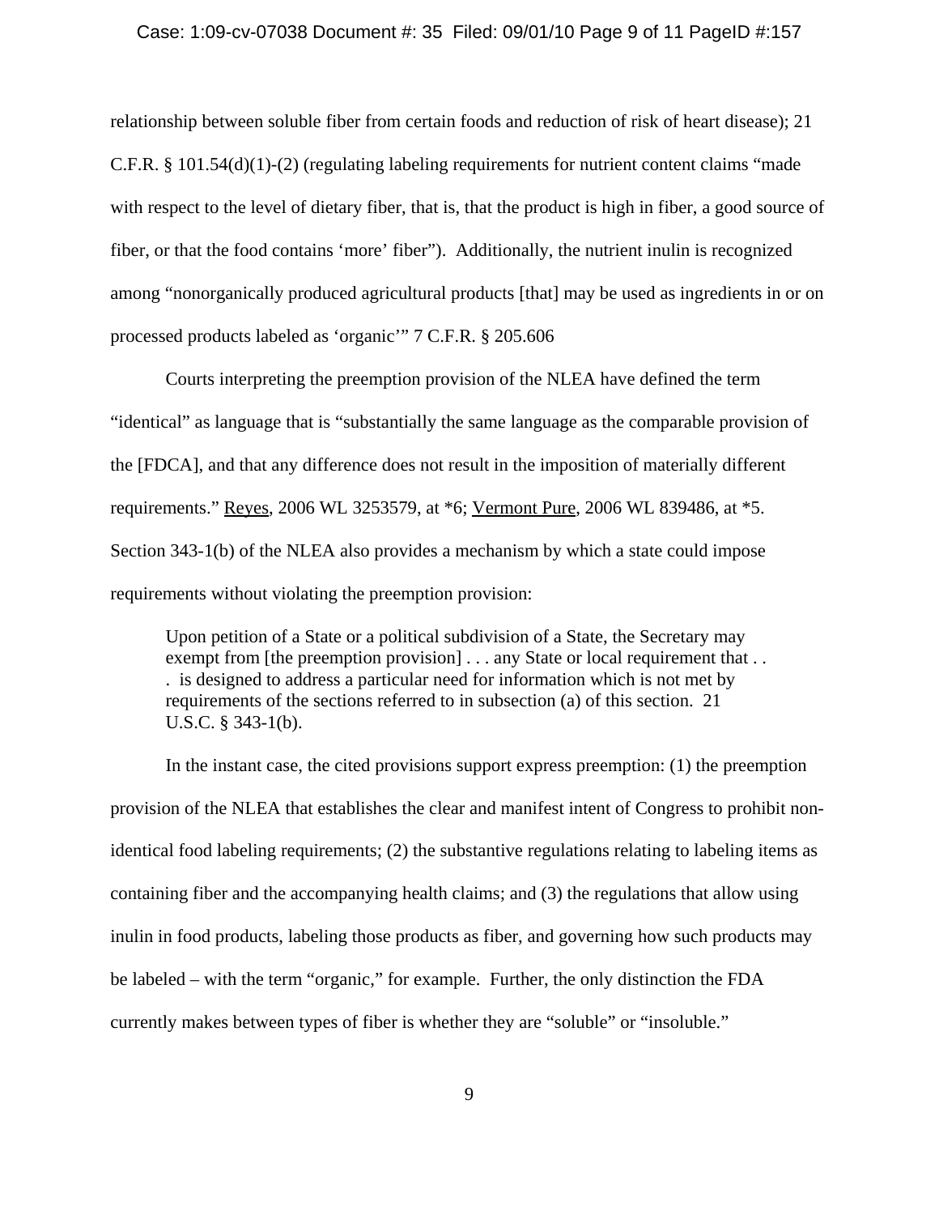relationship between soluble fiber from certain foods and reduction of risk of heart disease); 21 C.F.R. § 101.54(d)(1)-(2) (regulating labeling requirements for nutrient content claims "made with respect to the level of dietary fiber, that is, that the product is high in fiber, a good source of fiber, or that the food contains 'more' fiber"). Additionally, the nutrient inulin is recognized among "nonorganically produced agricultural products [that] may be used as ingredients in or on processed products labeled as 'organic'" 7 C.F.R. § 205.606

Courts interpreting the preemption provision of the NLEA have defined the term "identical" as language that is "substantially the same language as the comparable provision of the [FDCA], and that any difference does not result in the imposition of materially different requirements." Reyes, 2006 WL 3253579, at *6; Vermont Pure, 2006 WL 839486, at *5. Section 343-1(b) of the NLEA also provides a mechanism by which a state could impose requirements without violating the preemption provision:

> Upon petition of a State or a political subdivision of a State, the Secretary may exempt from [the preemption provision] . . . any State or local requirement that . . . is designed to address a particular need for information which is not met by requirements of the sections referred to in subsection (a) of this section. 21 U.S.C. § 343-1(b).

In the instant case, the cited provisions support express preemption: (1) the preemption provision of the NLEA that establishes the clear and manifest intent of Congress to prohibit non-identical food labeling requirements; (2) the substantive regulations relating to labeling items as containing fiber and the accompanying health claims; and (3) the regulations that allow using inulin in food products, labeling those products as fiber, and governing how such products may be labeled – with the term "organic," for example. Further, the only distinction the FDA currently makes between types of fiber is whether they are "soluble" or "insoluble."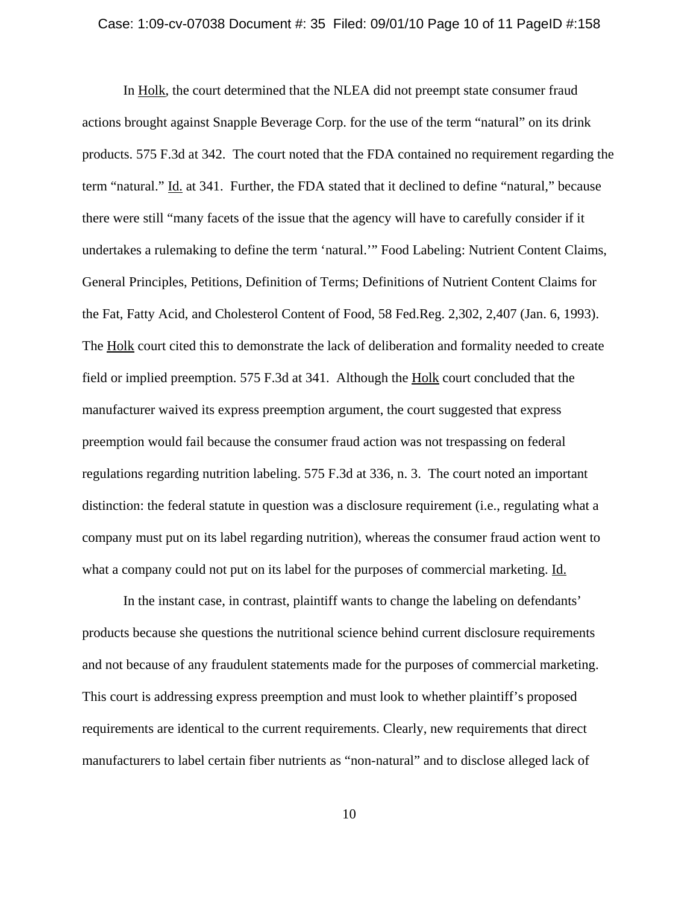In Holk, the court determined that the NLEA did not preempt state consumer fraud actions brought against Snapple Beverage Corp. for the use of the term "natural" on its drink products. 575 F.3d at 342. The court noted that the FDA contained no requirement regarding the term "natural." Id. at 341. Further, the FDA stated that it declined to define "natural," because there were still "many facets of the issue that the agency will have to carefully consider if it undertakes a rulemaking to define the term 'natural.'" Food Labeling: Nutrient Content Claims, General Principles, Petitions, Definition of Terms; Definitions of Nutrient Content Claims for the Fat, Fatty Acid, and Cholesterol Content of Food, 58 Fed.Reg. 2,302, 2,407 (Jan. 6, 1993). The Holk court cited this to demonstrate the lack of deliberation and formality needed to create field or implied preemption. 575 F.3d at 341. Although the Holk court concluded that the manufacturer waived its express preemption argument, the court suggested that express preemption would fail because the consumer fraud action was not trespassing on federal regulations regarding nutrition labeling. 575 F.3d at 336, n. 3. The court noted an important distinction: the federal statute in question was a disclosure requirement (i.e., regulating what a company must put on its label regarding nutrition), whereas the consumer fraud action went to what a company could not put on its label for the purposes of commercial marketing. Id.

In the instant case, in contrast, plaintiff wants to change the labeling on defendants' products because she questions the nutritional science behind current disclosure requirements and not because of any fraudulent statements made for the purposes of commercial marketing. This court is addressing express preemption and must look to whether plaintiff's proposed requirements are identical to the current requirements. Clearly, new requirements that direct manufacturers to label certain fiber nutrients as "non-natural" and to disclose alleged lack of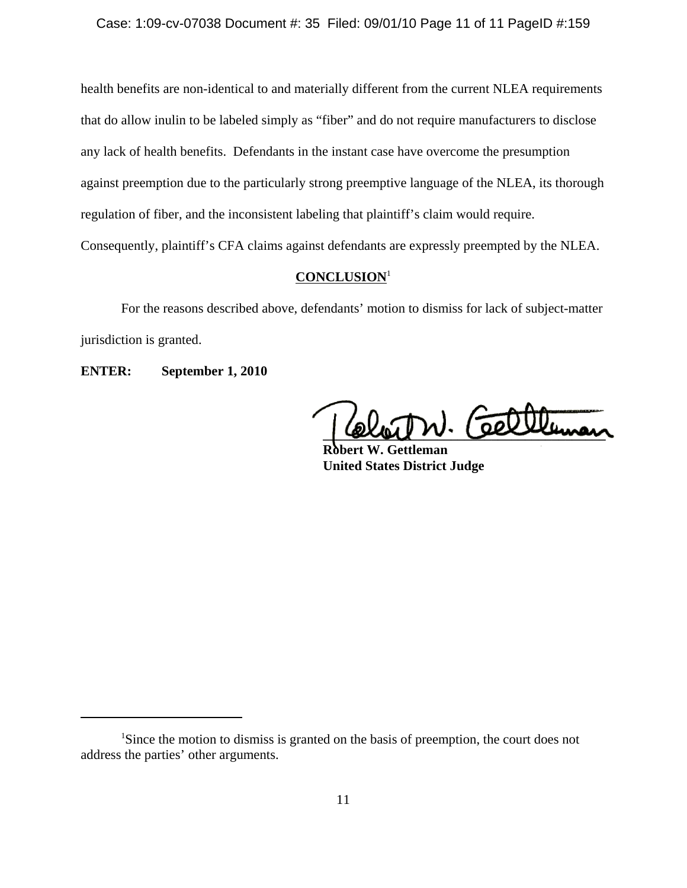health benefits are non-identical to and materially different from the current NLEA requirements that do allow inulin to be labeled simply as "fiber" and do not require manufacturers to disclose any lack of health benefits. Defendants in the instant case have overcome the presumption against preemption due to the particularly strong preemptive language of the NLEA, its thorough regulation of fiber, and the inconsistent labeling that plaintiff's claim would require. Consequently, plaintiff's CFA claims against defendants are expressly preempted by the NLEA.

**CONCLUSION**[1]

For the reasons described above, defendants' motion to dismiss for lack of subject-matter jurisdiction is granted.

**ENTER: September 1, 2010**

**Robert W. Gettleman**
**United States District Judge**

---

[1]Since the motion to dismiss is granted on the basis of preemption, the court does not address the parties' other arguments.